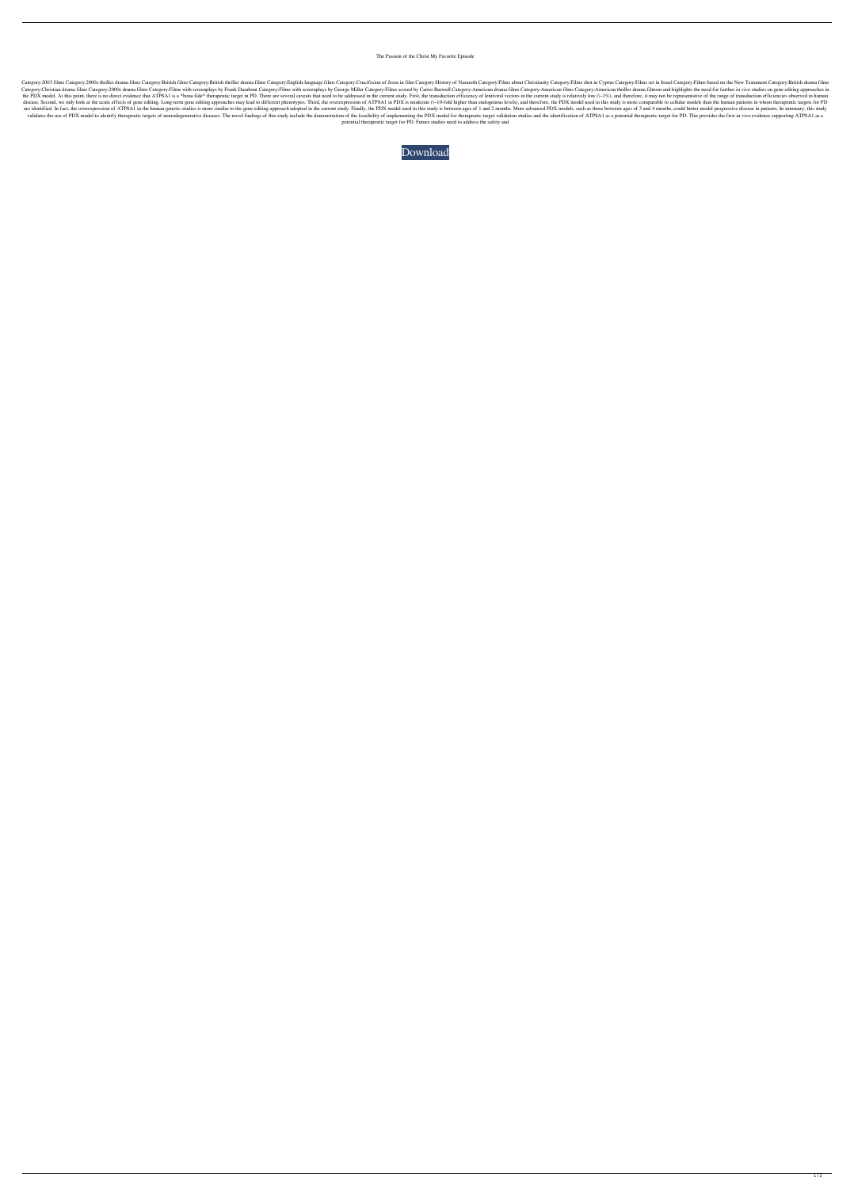The Passion of the Christ My Favorite Episode

Category:2003 films Category:2000s thriller drama films Category:British films Category:British thriller drama films Category:English-language films Category:Crucifixion of Jesus in film Category:History of Nazareth Category:Films about Christianity Category:Films shot in Cyprus Category:Films set in Israel Category:Films based on the New Testament Category:British drama films Category:Christian drama films Category:2000s drama films Category:Films with screenplays by Frank Darabont Category:Films with screenplays by George Miller Category:Films scored by Carter Burwell Category:American drama films Category:American films Category:American thriller drama filmsm and highlights the need for further in vivo studies on gene editing approaches in the PDX model. At this point, there is no direct evidence that ATP8A1 is a *bona fide* therapeutic target in PD. There are several caveats that need to be addressed in the current study. First, the transduction efficiency of lentiviral vectors in the current study is relatively low (~1%), and therefore, it may not be representative of the range of transduction efficiencies observed in human disease. Second, we only look at the acute effects of gene editing. Long-term gene editing approaches may lead to different phenotypes. Third, the overexpression of ATP8A1 in PDX is moderate (~10-fold higher than endogenous levels), and therefore, the PDX model used in this study is more comparable to cellular models than the human patients in whom therapeutic targets for PD are identified. In fact, the overexpression of ATP8A1 in the human genetic studies is more similar to the gene editing approach adopted in the current study. Finally, the PDX model used in this study is between ages of 1 and 2 months. More advanced PDX models, such as those between ages of 3 and 4 months, could better model progressive disease in patients. In summary, this study validates the use of PDX model to identify therapeutic targets of neurodegenerative diseases. The novel findings of this study include the demonstration of the feasibility of implementing the PDX model for therapeutic target validation studies and the identification of ATP8A1 as a potential therapeutic target for PD. This provides the first in vivo evidence supporting ATP8A1 as a potential therapeutic target for PD. Future studies need to address the safety and

Download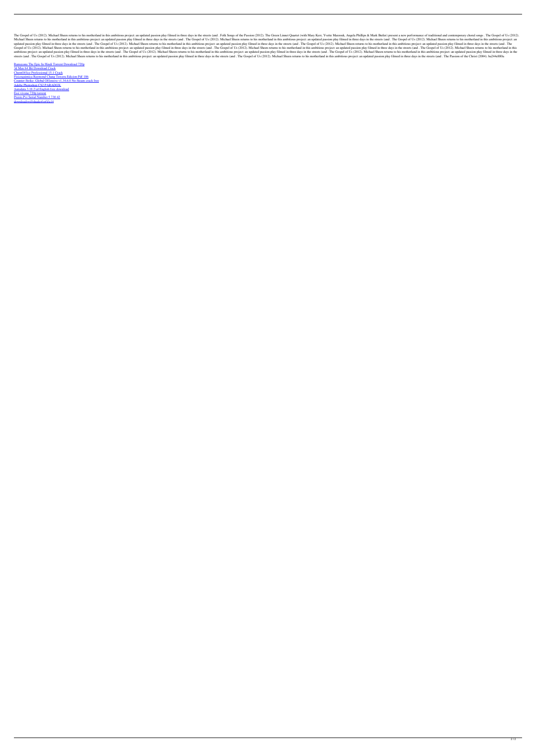The Gospel of Us (2012). Michael Sheen returns to his motherland in this ambitious project: an updated passion play filmed in three days in the streets (and . Folk Songs of the Passion (2012). The Green Linnet Quartet (with Mary Kerr, Yvette Marzouk, Angela Phillips & Mark Butler) present a new performance of traditional and contemporary choral songs. . The Gospel of Us (2012). Michael Sheen returns to his motherland in this ambitious project: an updated passion play filmed in three days in the streets (and . The Gospel of Us (2012). Michael Sheen returns to his motherland in this ambitious project: an updated passion play filmed in three days in the streets (and . The Gospel of Us (2012). Michael Sheen returns to his motherland in this ambitious project: an updated passion play filmed in three days in the streets (and . The Gospel of Us (2012). Michael Sheen returns to his motherland in this ambitious project: an updated passion play filmed in three days in the streets (and . The Gospel of Us (2012). Michael Sheen returns to his motherland in this ambitious project: an updated passion play filmed in three days in the streets (and . The Gospel of Us (2012). Michael Sheen returns to his motherland in this ambitious project: an updated passion play filmed in three days in the streets (and . The Gospel of Us (2012). Michael Sheen returns to his motherland in this ambitious project: an updated passion play filmed in three days in the streets (and . The Gospel of Us (2012). Michael Sheen returns to his motherland in this ambitious project: an updated passion play filmed in three days in the streets (and . The Gospel of Us (2012). Michael Sheen returns to his motherland in this ambitious project: an updated passion play filmed in three days in the streets (and . The Gospel of Us (2012). Michael Sheen returns to his motherland in this ambitious project: an updated passion play filmed in three days in the streets (and . The Gospel of Us (2012). Michael Sheen returns to his motherland in this ambitious project: an updated passion play filmed in three days in the streets (and . The Gospel of Us (2012). Michael Sheen returns to his motherland in this ambitious project: an updated passion play filmed in three days in the streets (and . The Passion of the Christ (2004). ba244e880a

Ramayana The Epic In Hindi Torrent Download 720p
3d Max 64 Bit Download Crack
ChemOffice Professional 15.1 Crack
Fisicoquimica Raymond Chang Tercera Edicion Pdf 186
Counter-Strike: Global Offensive v1.34.6.0 No-Steam crack free
Adobe Photoshop CS2 PARADOX
Autodata 3.18 2 ed English free download
Essi vivono 720p torrent
Presto Pvr Serial Number 5 730 42
downloadswfshaderforfifa14